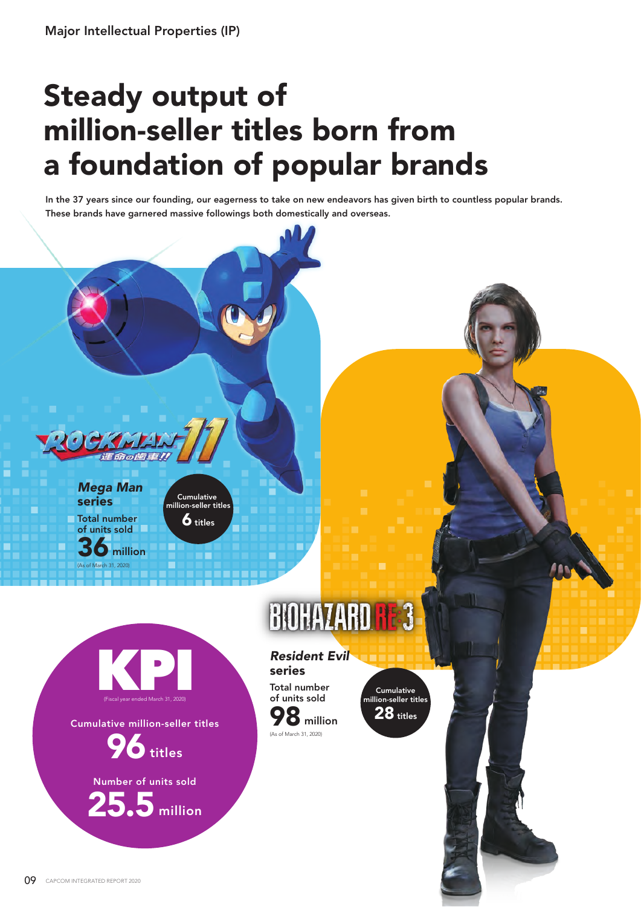Major Intellectual Properties (IP)

# Steady output of million-seller titles born from a foundation of popular brands

In the 37 years since our founding, our eagerness to take on new endeavors has given birth to countless popular brands. These brands have garnered massive followings both domestically and overseas.

ROCKMAN 11 運命の歯車!!

***Mega Man* series**

Total number of units sold

**36** million

(As of March 31, 2020)

Cumulative million-seller titles

**6** titles

BIOHAZARD RE:3

***Resident Evil* series**

Total number of units sold

**98** million

(As of March 31, 2020)

Cumulative million-seller titles

**28** titles

## KPI

(Fiscal year ended March 31, 2020)

Cumulative million-seller titles

**96** titles

Number of units sold

**25.5** million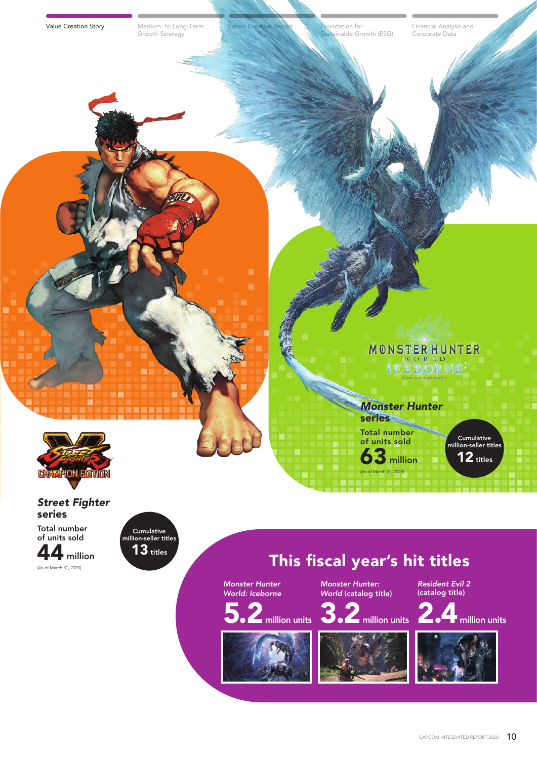Value Creation Story | Medium- to Long-Term Growth Strategy | Latest Creative Report | Foundation for Sustainable Growth (ESG) | Financial Analysis and Corporate Data

***Monster Hunter* series**

Total number of units sold

**63** million

(As of March 31, 2020)

Cumulative million-seller titles

**12** titles

***Street Fighter* series**

Total number of units sold

**44** million

(As of March 31, 2020)

Cumulative million-seller titles

**13** titles

## This fiscal year's hit titles

*Monster Hunter World: Iceborne*

**5.2** million units

*Monster Hunter: World* (catalog title)

**3.2** million units

*Resident Evil 2* (catalog title)

**2.4** million units